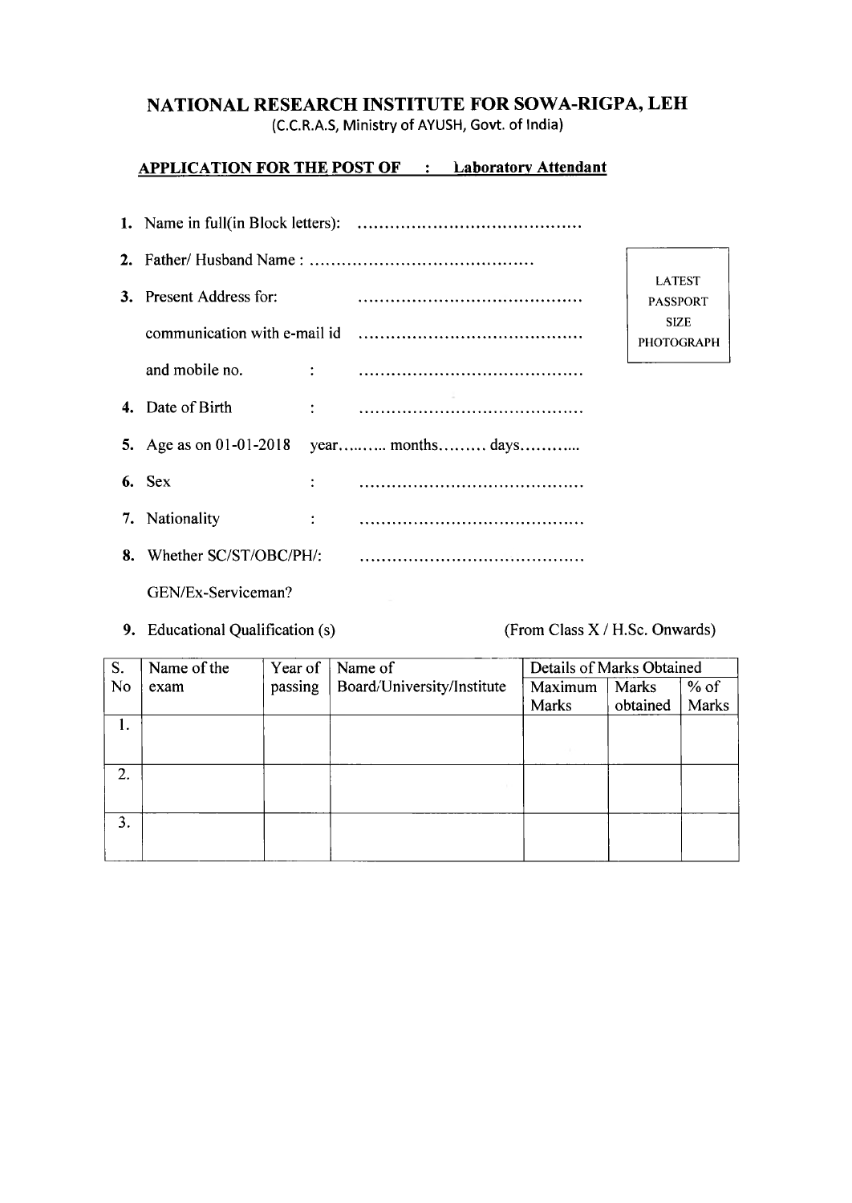# NATIONAL RESEARCH INSTITUTE FOR SOWA-RIGPA, LEH

(C.C.R.A.S, Ministry of AYUSH, Govt. of India)

**APPLICATION FOR THE POST OF : Laboratory Attendant**

LATEST PASSPORT SIZE PHOTOGRAPH

1. Name in full(in Block letters): ……………………………………
2. Father/ Husband Name : ……………………………………
3. Present Address for: ……………………………………

   communication with e-mail id ……………………………………

   and mobile no. : ……………………………………
4. Date of Birth : ……………………………………
5. Age as on 01-01-2018 year……… months……… days………..
6. Sex : ……………………………………
7. Nationality : ……………………………………
8. Whether SC/ST/OBC/PH/: ……………………………………

   GEN/Ex-Serviceman?
9. Educational Qualification (s) (From Class X / H.Sc. Onwards)

| S. No | Name of the exam | Year of passing | Name of Board/University/Institute | Details of Marks Obtained | | |
|---|---|---|---|---|---|---|
| | | | | Maximum Marks | Marks obtained | % of Marks |
| 1. | | | | | | |
| 2. | | | | | | |
| 3. | | | | | | |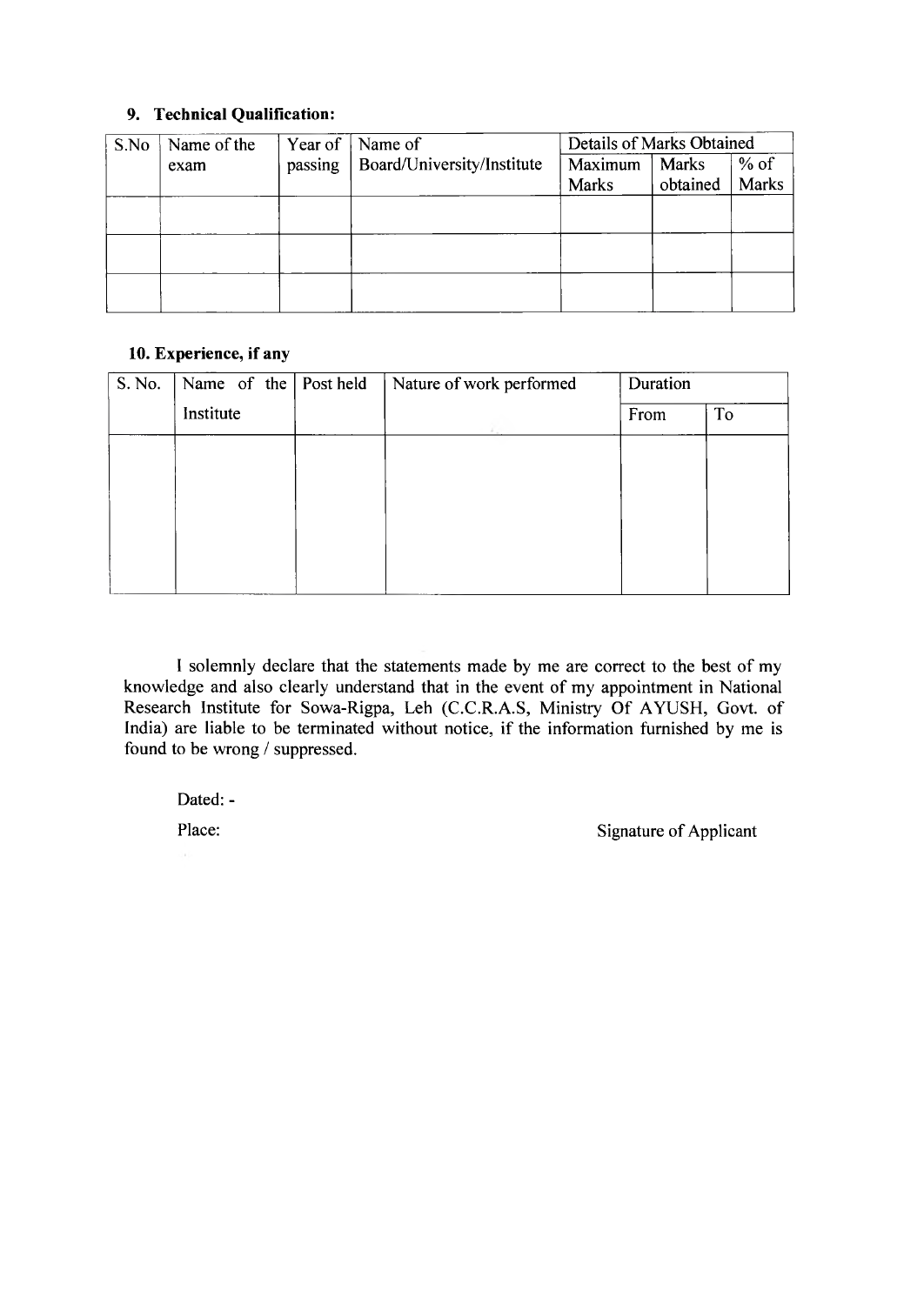**9. Technical Qualification:**

| S.No | Name of the exam | Year of passing | Name of Board/University/Institute | Details of Marks Obtained | | |
|---|---|---|---|---|---|---|
| | | | | Maximum Marks | Marks obtained | % of Marks |
| | | | | | | |
| | | | | | | |
| | | | | | | |

**10. Experience, if any**

| S. No. | Name of the Institute | Post held | Nature of work performed | Duration | |
|---|---|---|---|---|---|
| | | | | From | To |
| | | | | | |

I solemnly declare that the statements made by me are correct to the best of my knowledge and also clearly understand that in the event of my appointment in National Research Institute for Sowa-Rigpa, Leh (C.C.R.A.S, Ministry Of AYUSH, Govt. of India) are liable to be terminated without notice, if the information furnished by me is found to be wrong / suppressed.

Dated: -

Place:

Signature of Applicant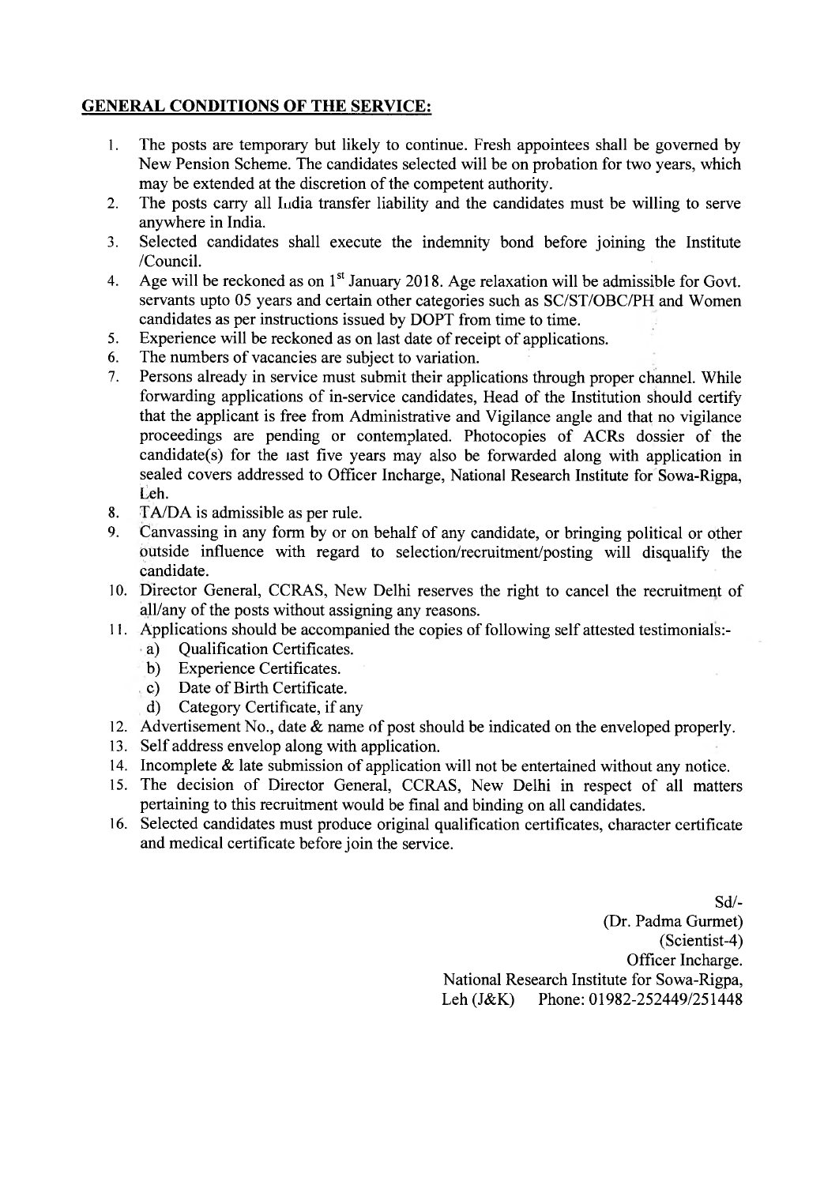## GENERAL CONDITIONS OF THE SERVICE:

1. The posts are temporary but likely to continue. Fresh appointees shall be governed by New Pension Scheme. The candidates selected will be on probation for two years, which may be extended at the discretion of the competent authority.
2. The posts carry all India transfer liability and the candidates must be willing to serve anywhere in India.
3. Selected candidates shall execute the indemnity bond before joining the Institute /Council.
4. Age will be reckoned as on 1st January 2018. Age relaxation will be admissible for Govt. servants upto 05 years and certain other categories such as SC/ST/OBC/PH and Women candidates as per instructions issued by DOPT from time to time.
5. Experience will be reckoned as on last date of receipt of applications.
6. The numbers of vacancies are subject to variation.
7. Persons already in service must submit their applications through proper channel. While forwarding applications of in-service candidates, Head of the Institution should certify that the applicant is free from Administrative and Vigilance angle and that no vigilance proceedings are pending or contemplated. Photocopies of ACRs dossier of the candidate(s) for the last five years may also be forwarded along with application in sealed covers addressed to Officer Incharge, National Research Institute for Sowa-Rigpa, Leh.
8. TA/DA is admissible as per rule.
9. Canvassing in any form by or on behalf of any candidate, or bringing political or other outside influence with regard to selection/recruitment/posting will disqualify the candidate.
10. Director General, CCRAS, New Delhi reserves the right to cancel the recruitment of all/any of the posts without assigning any reasons.
11. Applications should be accompanied the copies of following self attested testimonials:-
    a) Qualification Certificates.
    b) Experience Certificates.
    c) Date of Birth Certificate.
    d) Category Certificate, if any
12. Advertisement No., date & name of post should be indicated on the enveloped properly.
13. Self address envelop along with application.
14. Incomplete & late submission of application will not be entertained without any notice.
15. The decision of Director General, CCRAS, New Delhi in respect of all matters pertaining to this recruitment would be final and binding on all candidates.
16. Selected candidates must produce original qualification certificates, character certificate and medical certificate before join the service.

Sd/-
(Dr. Padma Gurmet)
(Scientist-4)
Officer Incharge.
National Research Institute for Sowa-Rigpa,
Leh (J&K) Phone: 01982-252449/251448